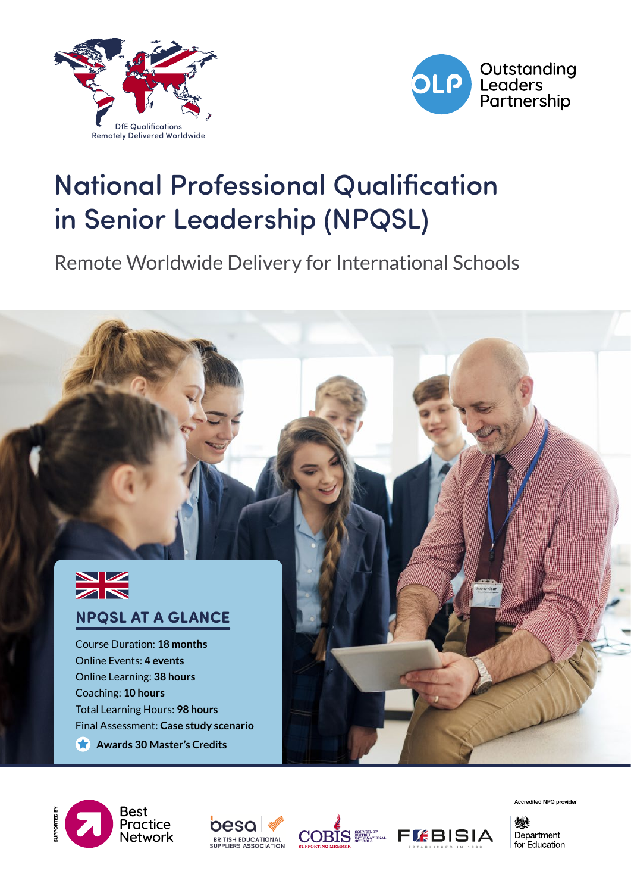DfE Qualifications Remotely Delivered Worldwide

Outstanding Leaders Partnership

# National Professional Qualification in Senior Leadership (NPQSL)

Remote Worldwide Delivery for International Schools

## NPQSL AT A GLANCE

Course Duration: **18 months**
Online Events: **4 events**
Online Learning: **38 hours**
Coaching: **10 hours**
Total Learning Hours: **98 hours**
Final Assessment: **Case study scenario**

**Awards 30 Master's Credits**

SUPPORTED BY Best Practice Network

besa BRITISH EDUCATIONAL SUPPLIERS ASSOCIATION

COBIS SUPPORTING MEMBER

FOBISIA ESTABLISHED IN 1988

Accredited NPQ provider

Department for Education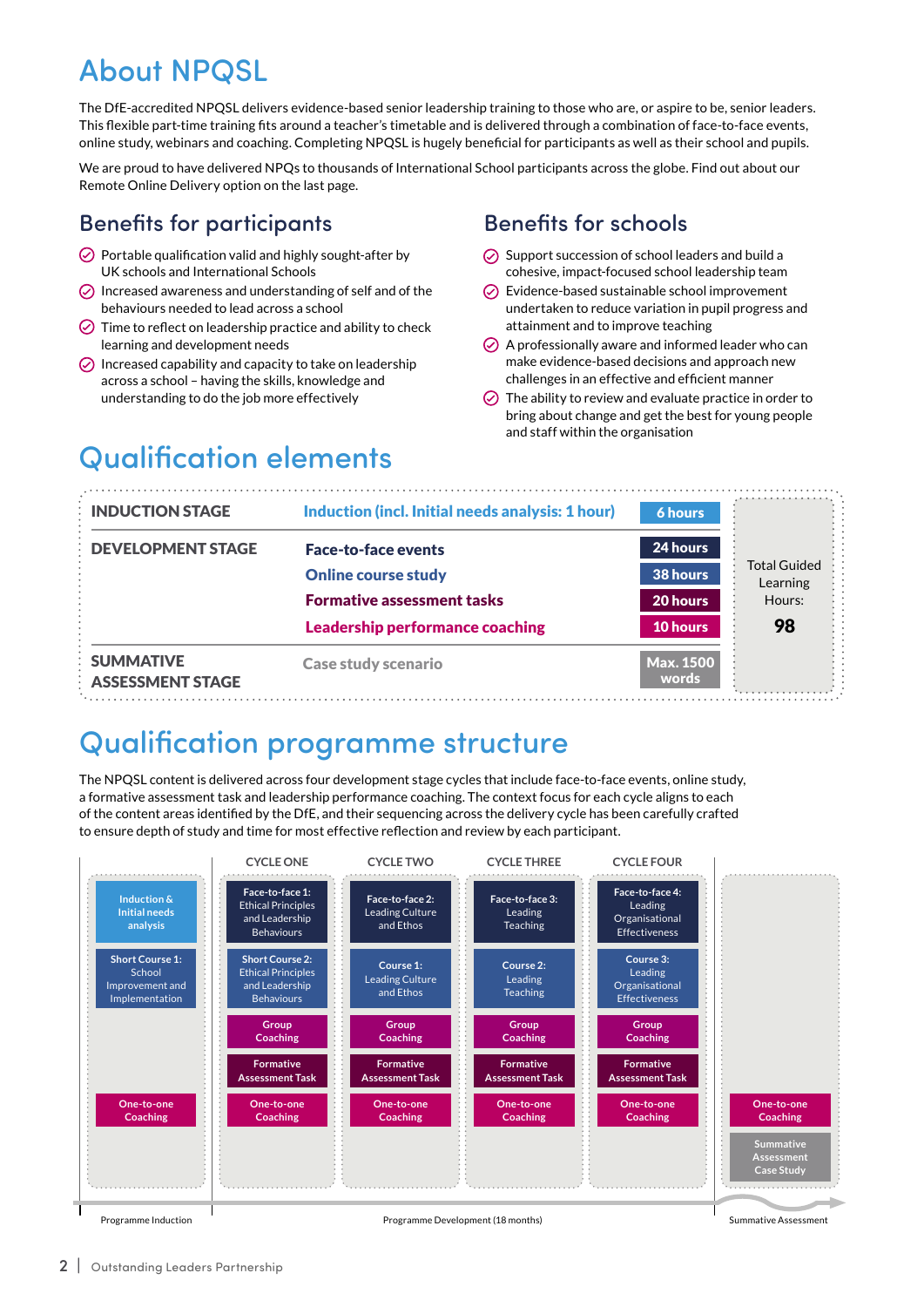# About NPQSL

The DfE-accredited NPQSL delivers evidence-based senior leadership training to those who are, or aspire to be, senior leaders. This flexible part-time training fits around a teacher's timetable and is delivered through a combination of face-to-face events, online study, webinars and coaching. Completing NPQSL is hugely beneficial for participants as well as their school and pupils.

We are proud to have delivered NPQs to thousands of International School participants across the globe. Find out about our Remote Online Delivery option on the last page.

## Benefits for participants

- Portable qualification valid and highly sought-after by UK schools and International Schools
- Increased awareness and understanding of self and of the behaviours needed to lead across a school
- Time to reflect on leadership practice and ability to check learning and development needs
- Increased capability and capacity to take on leadership across a school – having the skills, knowledge and understanding to do the job more effectively

## Benefits for schools

- Support succession of school leaders and build a cohesive, impact-focused school leadership team
- Evidence-based sustainable school improvement undertaken to reduce variation in pupil progress and attainment and to improve teaching
- A professionally aware and informed leader who can make evidence-based decisions and approach new challenges in an effective and efficient manner
- The ability to review and evaluate practice in order to bring about change and get the best for young people and staff within the organisation

# Qualification elements

| Stage | Element | Hours | |
|---|---|---|---|
| **INDUCTION STAGE** | **Induction (incl. Initial needs analysis: 1 hour)** | **6 hours** | Total Guided Learning Hours: **98** |
| **DEVELOPMENT STAGE** | **Face-to-face events** | **24 hours** | |
| | **Online course study** | **38 hours** | |
| | **Formative assessment tasks** | **20 hours** | |
| | **Leadership performance coaching** | **10 hours** | |
| **SUMMATIVE ASSESSMENT STAGE** | **Case study scenario** | **Max. 1500 words** | |

# Qualification programme structure

The NPQSL content is delivered across four development stage cycles that include face-to-face events, online study, a formative assessment task and leadership performance coaching. The context focus for each cycle aligns to each of the content areas identified by the DfE, and their sequencing across the delivery cycle has been carefully crafted to ensure depth of study and time for most effective reflection and review by each participant.

| Programme Induction | Cycle One | Cycle Two | Cycle Three | Cycle Four | Summative Assessment |
|---|---|---|---|---|---|
| Induction & Initial needs analysis | Face-to-face 1: Ethical Principles and Leadership Behaviours | Face-to-face 2: Leading Culture and Ethos | Face-to-face 3: Leading Teaching | Face-to-face 4: Leading Organisational Effectiveness | |
| Short Course 1: School Improvement and Implementation | Short Course 2: Ethical Principles and Leadership Behaviours | Course 1: Leading Culture and Ethos | Course 2: Leading Teaching | Course 3: Leading Organisational Effectiveness | |
| | Group Coaching | Group Coaching | Group Coaching | Group Coaching | |
| | Formative Assessment Task | Formative Assessment Task | Formative Assessment Task | Formative Assessment Task | |
| One-to-one Coaching | One-to-one Coaching | One-to-one Coaching | One-to-one Coaching | One-to-one Coaching | One-to-one Coaching |
| | | | | | Summative Assessment Case Study |

Programme Induction — Programme Development (18 months) — Summative Assessment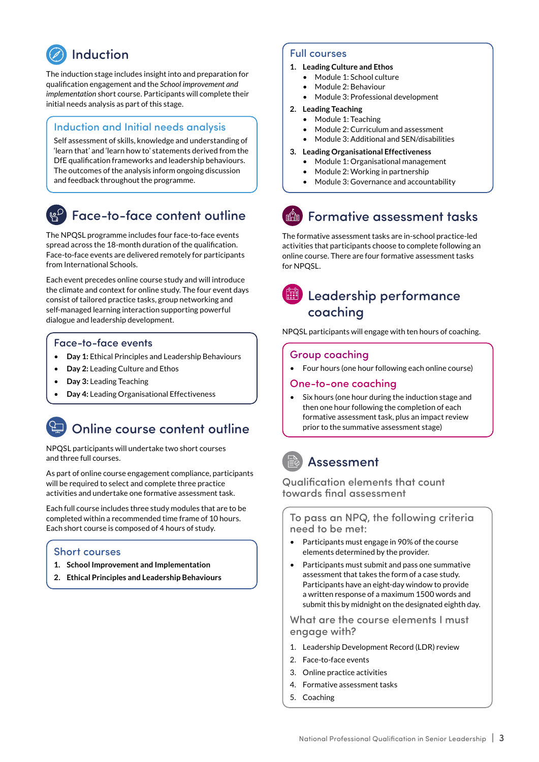## Induction

The induction stage includes insight into and preparation for qualification engagement and the *School improvement and implementation* short course. Participants will complete their initial needs analysis as part of this stage.

### Induction and Initial needs analysis

Self assessment of skills, knowledge and understanding of 'learn that' and 'learn how to' statements derived from the DfE qualification frameworks and leadership behaviours. The outcomes of the analysis inform ongoing discussion and feedback throughout the programme.

## Face-to-face content outline

The NPQSL programme includes four face-to-face events spread across the 18-month duration of the qualification. Face-to-face events are delivered remotely for participants from International Schools.

Each event precedes online course study and will introduce the climate and context for online study. The four event days consist of tailored practice tasks, group networking and self-managed learning interaction supporting powerful dialogue and leadership development.

### Face-to-face events

- **Day 1:** Ethical Principles and Leadership Behaviours
- **Day 2:** Leading Culture and Ethos
- **Day 3:** Leading Teaching
- **Day 4:** Leading Organisational Effectiveness

## Online course content outline

NPQSL participants will undertake two short courses and three full courses.

As part of online course engagement compliance, participants will be required to select and complete three practice activities and undertake one formative assessment task.

Each full course includes three study modules that are to be completed within a recommended time frame of 10 hours. Each short course is composed of 4 hours of study.

### Short courses

1. **School Improvement and Implementation**
2. **Ethical Principles and Leadership Behaviours**

### Full courses

1. **Leading Culture and Ethos**
   - Module 1: School culture
   - Module 2: Behaviour
   - Module 3: Professional development
2. **Leading Teaching**
   - Module 1: Teaching
   - Module 2: Curriculum and assessment
   - Module 3: Additional and SEN/disabilities
3. **Leading Organisational Effectiveness**
   - Module 1: Organisational management
   - Module 2: Working in partnership
   - Module 3: Governance and accountability

## Formative assessment tasks

The formative assessment tasks are in-school practice-led activities that participants choose to complete following an online course. There are four formative assessment tasks for NPQSL.

## Leadership performance coaching

NPQSL participants will engage with ten hours of coaching.

### Group coaching

- Four hours (one hour following each online course)

### One-to-one coaching

- Six hours (one hour during the induction stage and then one hour following the completion of each formative assessment task, plus an impact review prior to the summative assessment stage)

## Assessment

### Qualification elements that count towards final assessment

#### To pass an NPQ, the following criteria need to be met:

- Participants must engage in 90% of the course elements determined by the provider.
- Participants must submit and pass one summative assessment that takes the form of a case study. Participants have an eight-day window to provide a written response of a maximum 1500 words and submit this by midnight on the designated eighth day.

#### What are the course elements I must engage with?

1. Leadership Development Record (LDR) review
2. Face-to-face events
3. Online practice activities
4. Formative assessment tasks
5. Coaching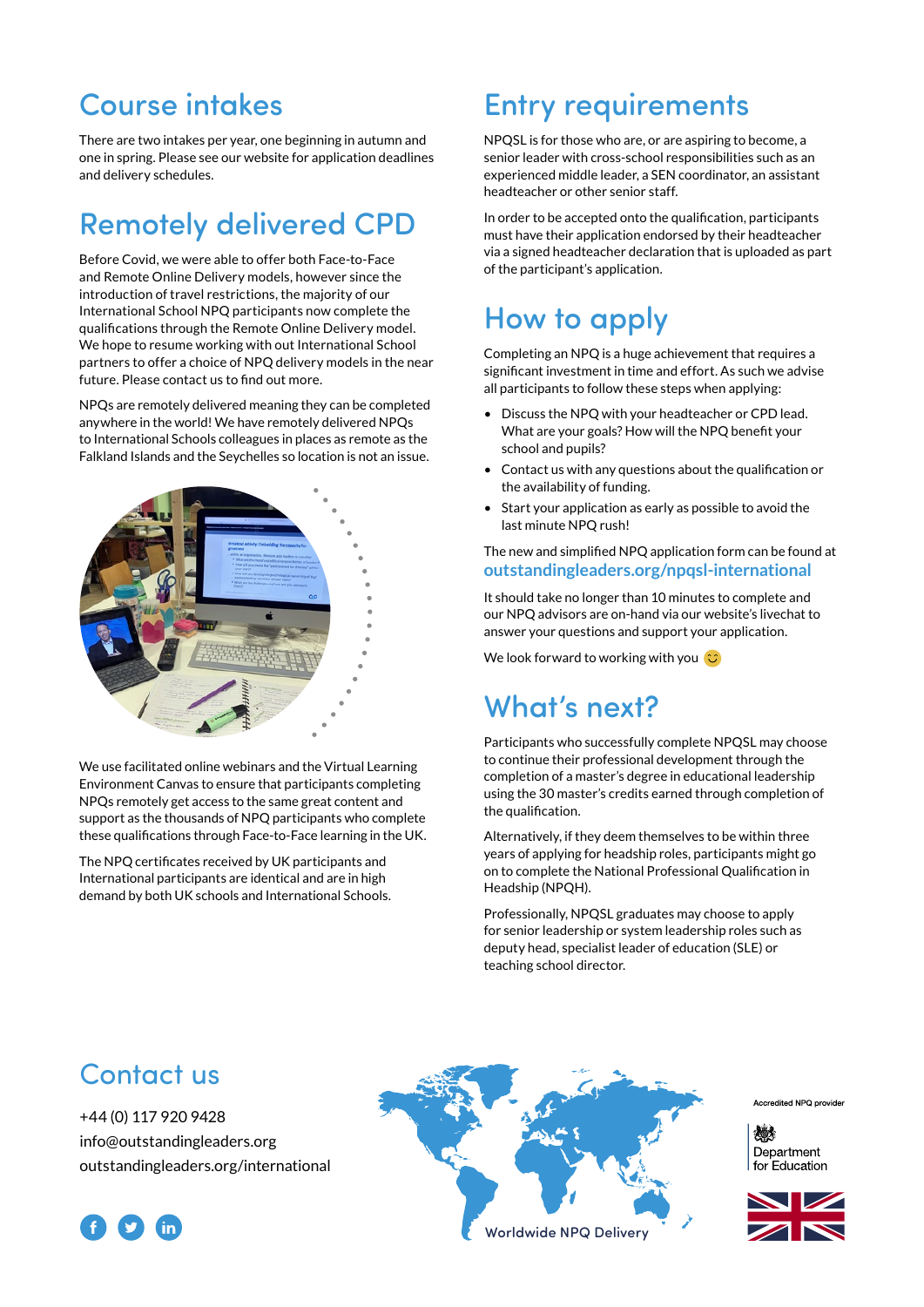## Course intakes

There are two intakes per year, one beginning in autumn and one in spring. Please see our website for application deadlines and delivery schedules.

## Remotely delivered CPD

Before Covid, we were able to offer both Face-to-Face and Remote Online Delivery models, however since the introduction of travel restrictions, the majority of our International School NPQ participants now complete the qualifications through the Remote Online Delivery model. We hope to resume working with out International School partners to offer a choice of NPQ delivery models in the near future. Please contact us to find out more.

NPQs are remotely delivered meaning they can be completed anywhere in the world! We have remotely delivered NPQs to International Schools colleagues in places as remote as the Falkland Islands and the Seychelles so location is not an issue.

We use facilitated online webinars and the Virtual Learning Environment Canvas to ensure that participants completing NPQs remotely get access to the same great content and support as the thousands of NPQ participants who complete these qualifications through Face-to-Face learning in the UK.

The NPQ certificates received by UK participants and International participants are identical and are in high demand by both UK schools and International Schools.

## Entry requirements

NPQSL is for those who are, or are aspiring to become, a senior leader with cross-school responsibilities such as an experienced middle leader, a SEN coordinator, an assistant headteacher or other senior staff.

In order to be accepted onto the qualification, participants must have their application endorsed by their headteacher via a signed headteacher declaration that is uploaded as part of the participant's application.

## How to apply

Completing an NPQ is a huge achievement that requires a significant investment in time and effort. As such we advise all participants to follow these steps when applying:

- Discuss the NPQ with your headteacher or CPD lead. What are your goals? How will the NPQ benefit your school and pupils?
- Contact us with any questions about the qualification or the availability of funding.
- Start your application as early as possible to avoid the last minute NPQ rush!

The new and simplified NPQ application form can be found at **outstandingleaders.org/npqsl-international**

It should take no longer than 10 minutes to complete and our NPQ advisors are on-hand via our website's livechat to answer your questions and support your application.

We look forward to working with you 😊

## What's next?

Participants who successfully complete NPQSL may choose to continue their professional development through the completion of a master's degree in educational leadership using the 30 master's credits earned through completion of the qualification.

Alternatively, if they deem themselves to be within three years of applying for headship roles, participants might go on to complete the National Professional Qualification in Headship (NPQH).

Professionally, NPQSL graduates may choose to apply for senior leadership or system leadership roles such as deputy head, specialist leader of education (SLE) or teaching school director.

## Contact us

+44 (0) 117 920 9428
info@outstandingleaders.org
outstandingleaders.org/international

Worldwide NPQ Delivery

Accredited NPQ provider

Department for Education